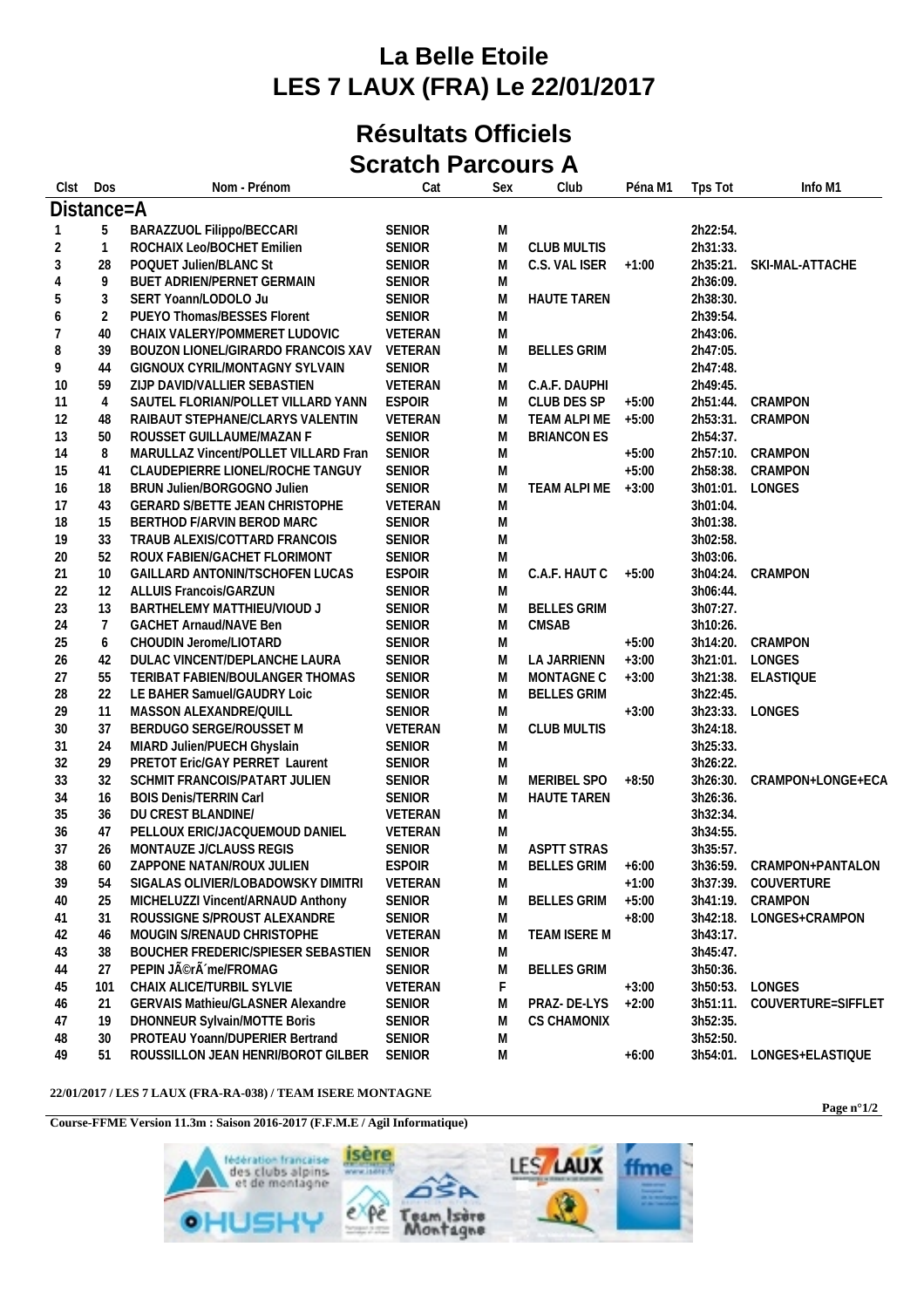# La Belle Etoile

# LES 7 LAUX (FRA) Le 22/01/2017

## Résultats Officiels

## Scratch Parcours A

| Clst | Dos | Nom - Prénom | Cat | Sex | Club | Péna M1 | Tps Tot | Info M1 |
|---|---|---|---|---|---|---|---|---|
| **Distance=A** | | | | | | | | |
| 1 | 5 | BARAZZUOL Filippo/BECCARI | SENIOR | M | | | 2h22:54. | |
| 2 | 1 | ROCHAIX Leo/BOCHET Emilien | SENIOR | M | CLUB MULTIS | | 2h31:33. | |
| 3 | 28 | POQUET Julien/BLANC St | SENIOR | M | C.S. VAL ISER | +1:00 | 2h35:21. | SKI-MAL-ATTACHE |
| 4 | 9 | BUET ADRIEN/PERNET GERMAIN | SENIOR | M | | | 2h36:09. | |
| 5 | 3 | SERT Yoann/LODOLO Ju | SENIOR | M | HAUTE TAREN | | 2h38:30. | |
| 6 | 2 | PUEYO Thomas/BESSES Florent | SENIOR | M | | | 2h39:54. | |
| 7 | 40 | CHAIX VALERY/POMMERET LUDOVIC | VETERAN | M | | | 2h43:06. | |
| 8 | 39 | BOUZON LIONEL/GIRARDO FRANCOIS XAV | VETERAN | M | BELLES GRIM | | 2h47:05. | |
| 9 | 44 | GIGNOUX CYRIL/MONTAGNY SYLVAIN | SENIOR | M | | | 2h47:48. | |
| 10 | 59 | ZIJP DAVID/VALLIER SEBASTIEN | VETERAN | M | C.A.F. DAUPHI | | 2h49:45. | |
| 11 | 4 | SAUTEL FLORIAN/POLLET VILLARD YANN | ESPOIR | M | CLUB DES SP | +5:00 | 2h51:44. | CRAMPON |
| 12 | 48 | RAIBAUT STEPHANE/CLARYS VALENTIN | VETERAN | M | TEAM ALPI ME | +5:00 | 2h53:31. | CRAMPON |
| 13 | 50 | ROUSSET GUILLAUME/MAZAN F | SENIOR | M | BRIANCON ES | | 2h54:37. | |
| 14 | 8 | MARULLAZ Vincent/POLLET VILLARD Fran | SENIOR | M | | +5:00 | 2h57:10. | CRAMPON |
| 15 | 41 | CLAUDEPIERRE LIONEL/ROCHE TANGUY | SENIOR | M | | +5:00 | 2h58:38. | CRAMPON |
| 16 | 18 | BRUN Julien/BORGOGNO Julien | SENIOR | M | TEAM ALPI ME | +3:00 | 3h01:01. | LONGES |
| 17 | 43 | GERARD S/BETTE JEAN CHRISTOPHE | VETERAN | M | | | 3h01:04. | |
| 18 | 15 | BERTHOD F/ARVIN BEROD MARC | SENIOR | M | | | 3h01:38. | |
| 19 | 33 | TRAUB ALEXIS/COTTARD FRANCOIS | SENIOR | M | | | 3h02:58. | |
| 20 | 52 | ROUX FABIEN/GACHET FLORIMONT | SENIOR | M | | | 3h03:06. | |
| 21 | 10 | GAILLARD ANTONIN/TSCHOFEN LUCAS | ESPOIR | M | C.A.F. HAUT C | +5:00 | 3h04:24. | CRAMPON |
| 22 | 12 | ALLUIS Francois/GARZUN | SENIOR | M | | | 3h06:44. | |
| 23 | 13 | BARTHELEMY MATTHIEU/VIOUD J | SENIOR | M | BELLES GRIM | | 3h07:27. | |
| 24 | 7 | GACHET Arnaud/NAVE Ben | SENIOR | M | CMSAB | | 3h10:26. | |
| 25 | 6 | CHOUDIN Jerome/LIOTARD | SENIOR | M | | +5:00 | 3h14:20. | CRAMPON |
| 26 | 42 | DULAC VINCENT/DEPLANCHE LAURA | SENIOR | M | LA JARRIENN | +3:00 | 3h21:01. | LONGES |
| 27 | 55 | TERIBAT FABIEN/BOULANGER THOMAS | SENIOR | M | MONTAGNE C | +3:00 | 3h21:38. | ELASTIQUE |
| 28 | 22 | LE BAHER Samuel/GAUDRY Loic | SENIOR | M | BELLES GRIM | | 3h22:45. | |
| 29 | 11 | MASSON ALEXANDRE/QUILL | SENIOR | M | | +3:00 | 3h23:33. | LONGES |
| 30 | 37 | BERDUGO SERGE/ROUSSET M | VETERAN | M | CLUB MULTIS | | 3h24:18. | |
| 31 | 24 | MIARD Julien/PUECH Ghyslain | SENIOR | M | | | 3h25:33. | |
| 32 | 29 | PRETOT Eric/GAY PERRET Laurent | SENIOR | M | | | 3h26:22. | |
| 33 | 32 | SCHMIT FRANCOIS/PATART JULIEN | SENIOR | M | MERIBEL SPO | +8:50 | 3h26:30. | CRAMPON+LONGE+ECA |
| 34 | 16 | BOIS Denis/TERRIN Carl | SENIOR | M | HAUTE TAREN | | 3h26:36. | |
| 35 | 36 | DU CREST BLANDINE/ | VETERAN | M | | | 3h32:34. | |
| 36 | 47 | PELLOUX ERIC/JACQUEMOUD DANIEL | VETERAN | M | | | 3h34:55. | |
| 37 | 26 | MONTAUZE J/CLAUSS REGIS | SENIOR | M | ASPTT STRAS | | 3h35:57. | |
| 38 | 60 | ZAPPONE NATAN/ROUX JULIEN | ESPOIR | M | BELLES GRIM | +6:00 | 3h36:59. | CRAMPON+PANTALON |
| 39 | 54 | SIGALAS OLIVIER/LOBADOWSKY DIMITRI | VETERAN | M | | +1:00 | 3h37:39. | COUVERTURE |
| 40 | 25 | MICHELUZZI Vincent/ARNAUD Anthony | SENIOR | M | BELLES GRIM | +5:00 | 3h41:19. | CRAMPON |
| 41 | 31 | ROUSSIGNE S/PROUST ALEXANDRE | SENIOR | M | | +8:00 | 3h42:18. | LONGES+CRAMPON |
| 42 | 46 | MOUGIN S/RENAUD CHRISTOPHE | VETERAN | M | TEAM ISERE M | | 3h43:17. | |
| 43 | 38 | BOUCHER FREDERIC/SPIESER SEBASTIEN | SENIOR | M | | | 3h45:47. | |
| 44 | 27 | PEPIN JÃ©rÃ´me/FROMAG | SENIOR | M | BELLES GRIM | | 3h50:36. | |
| 45 | 101 | CHAIX ALICE/TURBIL SYLVIE | VETERAN | F | | +3:00 | 3h50:53. | LONGES |
| 46 | 21 | GERVAIS Mathieu/GLASNER Alexandre | SENIOR | M | PRAZ- DE-LYS | +2:00 | 3h51:11. | COUVERTURE=SIFFLET |
| 47 | 19 | DHONNEUR Sylvain/MOTTE Boris | SENIOR | M | CS CHAMONIX | | 3h52:35. | |
| 48 | 30 | PROTEAU Yoann/DUPERIER Bertrand | SENIOR | M | | | 3h52:50. | |
| 49 | 51 | ROUSSILLON JEAN HENRI/BOROT GILBER | SENIOR | M | | +6:00 | 3h54:01. | LONGES+ELASTIQUE |

**22/01/2017 / LES 7 LAUX (FRA-RA-038) / TEAM ISERE MONTAGNE**

**Course-FFME Version 11.3m : Saison 2016-2017 (F.F.M.E / Agil Informatique)**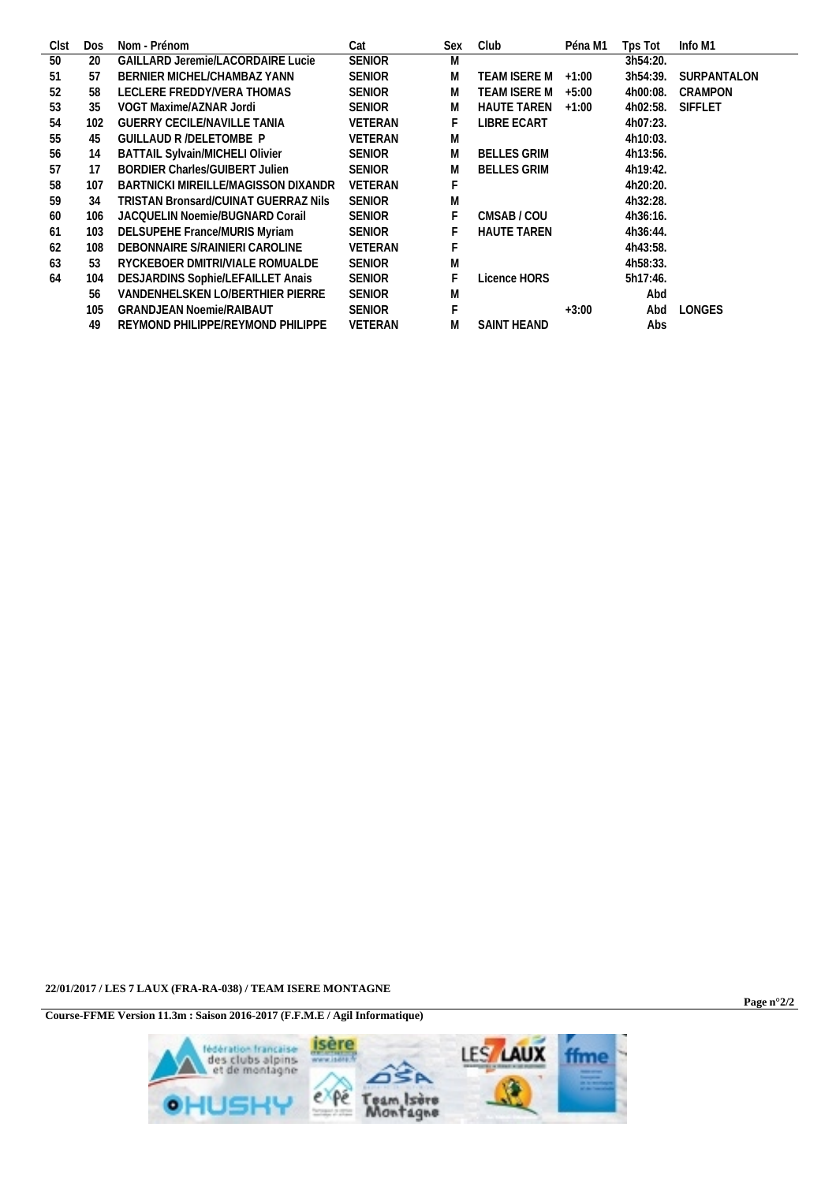| Clst | Dos | Nom - Prénom | Cat | Sex | Club | Péna M1 | Tps Tot | Info M1 |
|---|---|---|---|---|---|---|---|---|
| 50 | 20 | GAILLARD Jeremie/LACORDAIRE Lucie | SENIOR | M | | | 3h54:20. | |
| 51 | 57 | BERNIER MICHEL/CHAMBAZ YANN | SENIOR | M | TEAM ISERE M | +1:00 | 3h54:39. | SURPANTALON |
| 52 | 58 | LECLERE FREDDY/VERA THOMAS | SENIOR | M | TEAM ISERE M | +5:00 | 4h00:08. | CRAMPON |
| 53 | 35 | VOGT Maxime/AZNAR Jordi | SENIOR | M | HAUTE TAREN | +1:00 | 4h02:58. | SIFFLET |
| 54 | 102 | GUERRY CECILE/NAVILLE TANIA | VETERAN | F | LIBRE ECART | | 4h07:23. | |
| 55 | 45 | GUILLAUD R /DELETOMBE P | VETERAN | M | | | 4h10:03. | |
| 56 | 14 | BATTAIL Sylvain/MICHELI Olivier | SENIOR | M | BELLES GRIM | | 4h13:56. | |
| 57 | 17 | BORDIER Charles/GUIBERT Julien | SENIOR | M | BELLES GRIM | | 4h19:42. | |
| 58 | 107 | BARTNICKI MIREILLE/MAGISSON DIXANDR | VETERAN | F | | | 4h20:20. | |
| 59 | 34 | TRISTAN Bronsard/CUINAT GUERRAZ Nils | SENIOR | M | | | 4h32:28. | |
| 60 | 106 | JACQUELIN Noemie/BUGNARD Corail | SENIOR | F | CMSAB / COU | | 4h36:16. | |
| 61 | 103 | DELSUPEHE France/MURIS Myriam | SENIOR | F | HAUTE TAREN | | 4h36:44. | |
| 62 | 108 | DEBONNAIRE S/RAINIERI CAROLINE | VETERAN | F | | | 4h43:58. | |
| 63 | 53 | RYCKEBOER DMITRI/VIALE ROMUALDE | SENIOR | M | | | 4h58:33. | |
| 64 | 104 | DESJARDINS Sophie/LEFAILLET Anais | SENIOR | F | Licence HORS | | 5h17:46. | |
| | 56 | VANDENHELSKEN LO/BERTHIER PIERRE | SENIOR | M | | | Abd | |
| | 105 | GRANDJEAN Noemie/RAIBAUT | SENIOR | F | | +3:00 | Abd | LONGES |
| | 49 | REYMOND PHILIPPE/REYMOND PHILIPPE | VETERAN | M | SAINT HEAND | | Abs | |

**22/01/2017 / LES 7 LAUX (FRA-RA-038) / TEAM ISERE MONTAGNE**

**Course-FFME Version 11.3m : Saison 2016-2017 (F.F.M.E / Agil Informatique)**